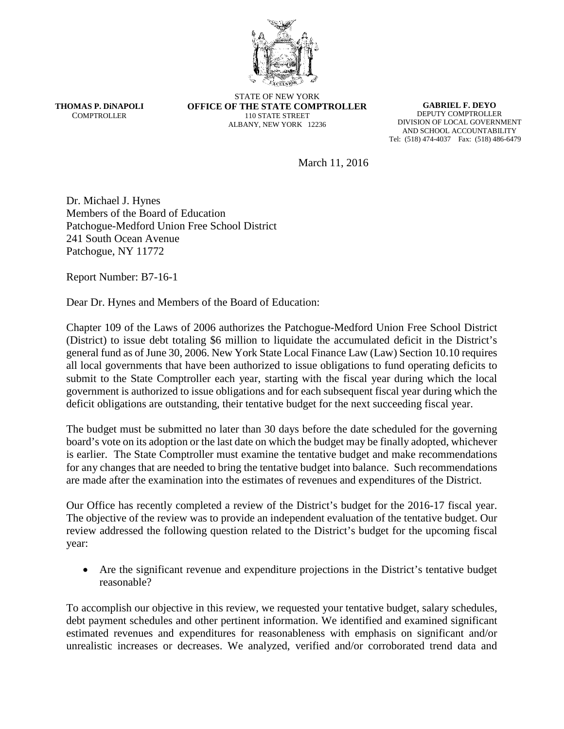**THOMAS P. DiNAPOLI**
COMPTROLLER

STATE OF NEW YORK
**OFFICE OF THE STATE COMPTROLLER**
110 STATE STREET
ALBANY, NEW YORK 12236

**GABRIEL F. DEYO**
DEPUTY COMPTROLLER
DIVISION OF LOCAL GOVERNMENT
AND SCHOOL ACCOUNTABILITY
Tel: (518) 474-4037 Fax: (518) 486-6479

March 11, 2016

Dr. Michael J. Hynes
Members of the Board of Education
Patchogue-Medford Union Free School District
241 South Ocean Avenue
Patchogue, NY 11772

Report Number: B7-16-1

Dear Dr. Hynes and Members of the Board of Education:

Chapter 109 of the Laws of 2006 authorizes the Patchogue-Medford Union Free School District (District) to issue debt totaling $6 million to liquidate the accumulated deficit in the District's general fund as of June 30, 2006. New York State Local Finance Law (Law) Section 10.10 requires all local governments that have been authorized to issue obligations to fund operating deficits to submit to the State Comptroller each year, starting with the fiscal year during which the local government is authorized to issue obligations and for each subsequent fiscal year during which the deficit obligations are outstanding, their tentative budget for the next succeeding fiscal year.

The budget must be submitted no later than 30 days before the date scheduled for the governing board's vote on its adoption or the last date on which the budget may be finally adopted, whichever is earlier. The State Comptroller must examine the tentative budget and make recommendations for any changes that are needed to bring the tentative budget into balance. Such recommendations are made after the examination into the estimates of revenues and expenditures of the District.

Our Office has recently completed a review of the District's budget for the 2016-17 fiscal year. The objective of the review was to provide an independent evaluation of the tentative budget. Our review addressed the following question related to the District's budget for the upcoming fiscal year:

- Are the significant revenue and expenditure projections in the District's tentative budget reasonable?

To accomplish our objective in this review, we requested your tentative budget, salary schedules, debt payment schedules and other pertinent information. We identified and examined significant estimated revenues and expenditures for reasonableness with emphasis on significant and/or unrealistic increases or decreases. We analyzed, verified and/or corroborated trend data and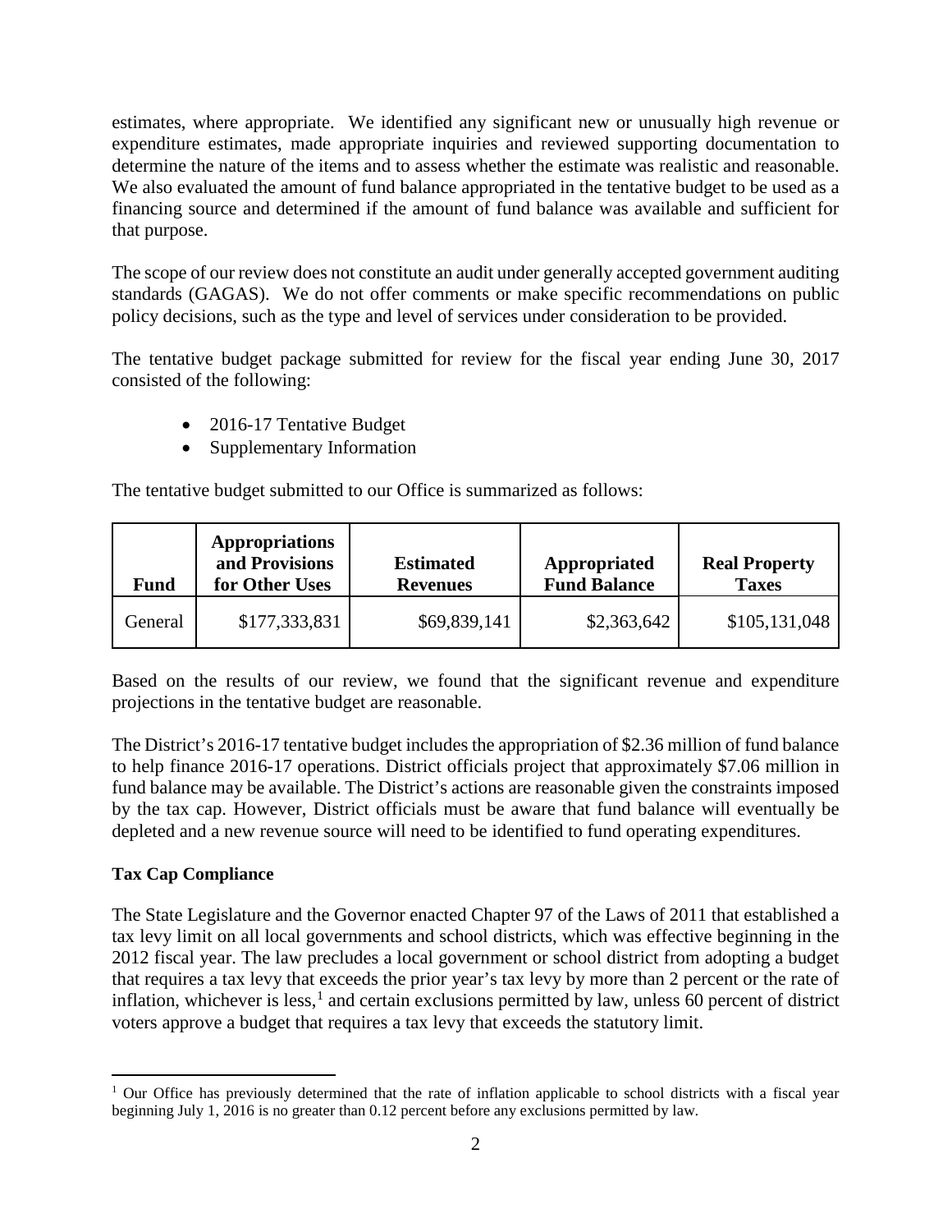estimates, where appropriate. We identified any significant new or unusually high revenue or expenditure estimates, made appropriate inquiries and reviewed supporting documentation to determine the nature of the items and to assess whether the estimate was realistic and reasonable. We also evaluated the amount of fund balance appropriated in the tentative budget to be used as a financing source and determined if the amount of fund balance was available and sufficient for that purpose.

The scope of our review does not constitute an audit under generally accepted government auditing standards (GAGAS). We do not offer comments or make specific recommendations on public policy decisions, such as the type and level of services under consideration to be provided.

The tentative budget package submitted for review for the fiscal year ending June 30, 2017 consisted of the following:

- 2016-17 Tentative Budget
- Supplementary Information

The tentative budget submitted to our Office is summarized as follows:

| Fund | Appropriations and Provisions for Other Uses | Estimated Revenues | Appropriated Fund Balance | Real Property Taxes |
|---|---|---|---|---|
| General | \$177,333,831 | \$69,839,141 | \$2,363,642 | \$105,131,048 |

Based on the results of our review, we found that the significant revenue and expenditure projections in the tentative budget are reasonable.

The District's 2016-17 tentative budget includes the appropriation of \$2.36 million of fund balance to help finance 2016-17 operations. District officials project that approximately \$7.06 million in fund balance may be available. The District's actions are reasonable given the constraints imposed by the tax cap. However, District officials must be aware that fund balance will eventually be depleted and a new revenue source will need to be identified to fund operating expenditures.

**Tax Cap Compliance**

The State Legislature and the Governor enacted Chapter 97 of the Laws of 2011 that established a tax levy limit on all local governments and school districts, which was effective beginning in the 2012 fiscal year. The law precludes a local government or school district from adopting a budget that requires a tax levy that exceeds the prior year's tax levy by more than 2 percent or the rate of inflation, whichever is less,[1] and certain exclusions permitted by law, unless 60 percent of district voters approve a budget that requires a tax levy that exceeds the statutory limit.

[1] Our Office has previously determined that the rate of inflation applicable to school districts with a fiscal year beginning July 1, 2016 is no greater than 0.12 percent before any exclusions permitted by law.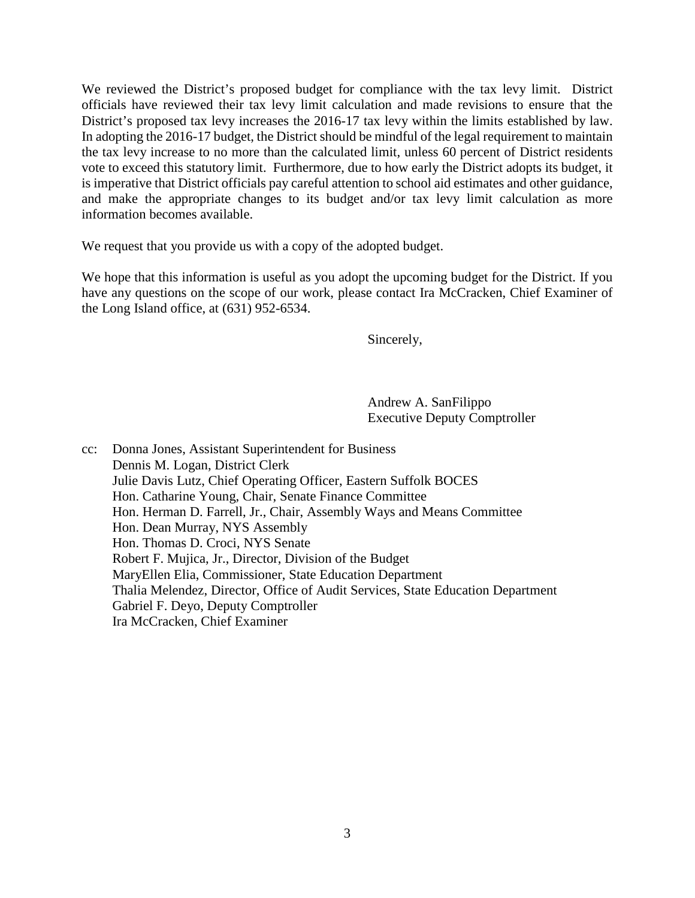We reviewed the District's proposed budget for compliance with the tax levy limit. District officials have reviewed their tax levy limit calculation and made revisions to ensure that the District's proposed tax levy increases the 2016-17 tax levy within the limits established by law. In adopting the 2016-17 budget, the District should be mindful of the legal requirement to maintain the tax levy increase to no more than the calculated limit, unless 60 percent of District residents vote to exceed this statutory limit. Furthermore, due to how early the District adopts its budget, it is imperative that District officials pay careful attention to school aid estimates and other guidance, and make the appropriate changes to its budget and/or tax levy limit calculation as more information becomes available.

We request that you provide us with a copy of the adopted budget.

We hope that this information is useful as you adopt the upcoming budget for the District. If you have any questions on the scope of our work, please contact Ira McCracken, Chief Examiner of the Long Island office, at (631) 952-6534.

Sincerely,

Andrew A. SanFilippo
Executive Deputy Comptroller

cc: Donna Jones, Assistant Superintendent for Business
Dennis M. Logan, District Clerk
Julie Davis Lutz, Chief Operating Officer, Eastern Suffolk BOCES
Hon. Catharine Young, Chair, Senate Finance Committee
Hon. Herman D. Farrell, Jr., Chair, Assembly Ways and Means Committee
Hon. Dean Murray, NYS Assembly
Hon. Thomas D. Croci, NYS Senate
Robert F. Mujica, Jr., Director, Division of the Budget
MaryEllen Elia, Commissioner, State Education Department
Thalia Melendez, Director, Office of Audit Services, State Education Department
Gabriel F. Deyo, Deputy Comptroller
Ira McCracken, Chief Examiner